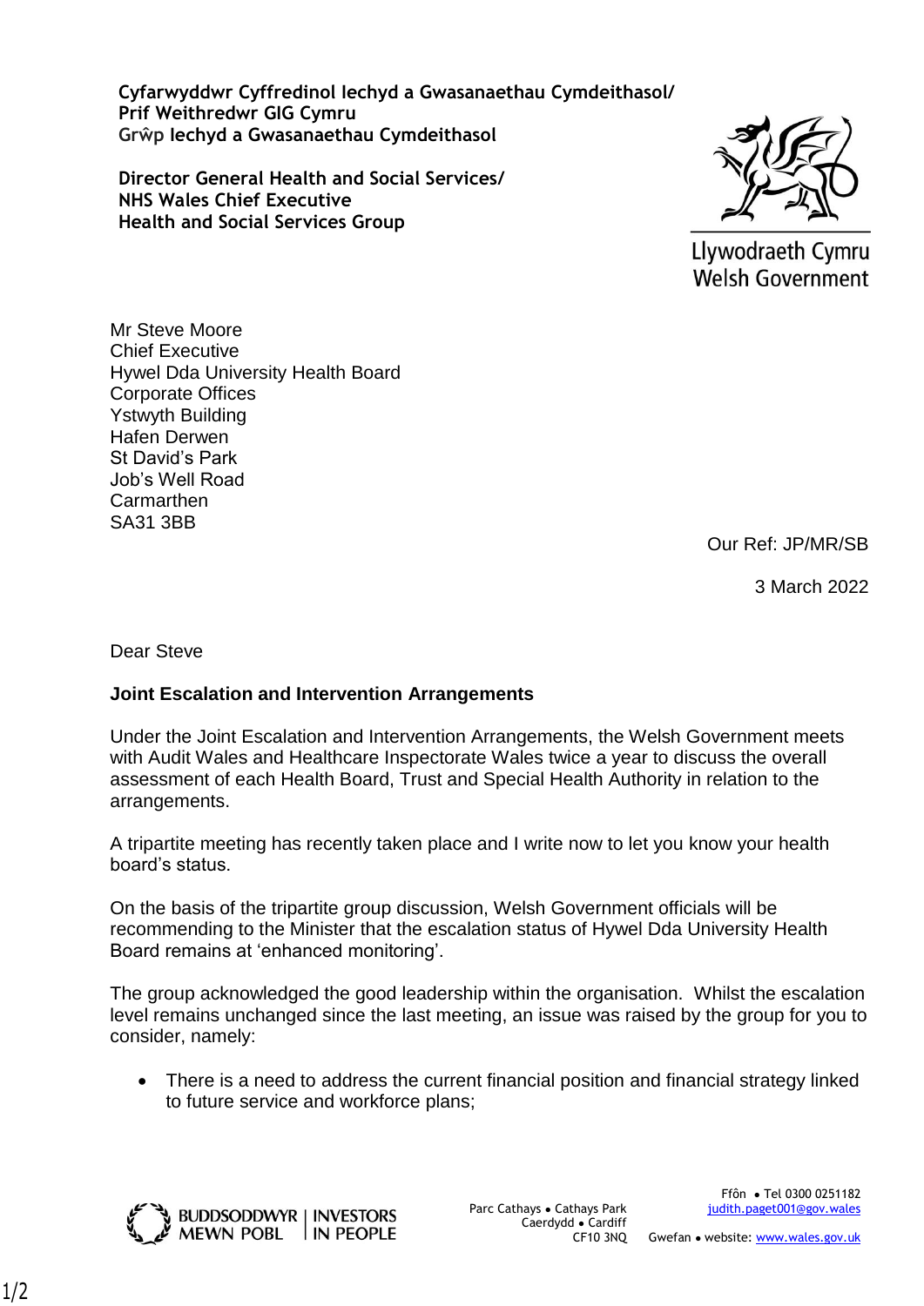**Cyfarwyddwr Cyffredinol Iechyd a Gwasanaethau Cymdeithasol/**
**Prif Weithredwr GIG Cymru**
Grŵp **Iechyd a Gwasanaethau Cymdeithasol**

**Director General Health and Social Services/**
**NHS Wales Chief Executive**
**Health and Social Services Group**

Llywodraeth Cymru
Welsh Government

Mr Steve Moore
Chief Executive
Hywel Dda University Health Board
Corporate Offices
Ystwyth Building
Hafen Derwen
St David's Park
Job's Well Road
Carmarthen
SA31 3BB

Our Ref: JP/MR/SB

3 March 2022

Dear Steve

**Joint Escalation and Intervention Arrangements**

Under the Joint Escalation and Intervention Arrangements, the Welsh Government meets with Audit Wales and Healthcare Inspectorate Wales twice a year to discuss the overall assessment of each Health Board, Trust and Special Health Authority in relation to the arrangements.

A tripartite meeting has recently taken place and I write now to let you know your health board's status.

On the basis of the tripartite group discussion, Welsh Government officials will be recommending to the Minister that the escalation status of Hywel Dda University Health Board remains at 'enhanced monitoring'.

The group acknowledged the good leadership within the organisation. Whilst the escalation level remains unchanged since the last meeting, an issue was raised by the group for you to consider, namely:

- There is a need to address the current financial position and financial strategy linked to future service and workforce plans;

BUDDSODDWYR MEWN POBL | INVESTORS IN PEOPLE

Parc Cathays • Cathays Park
Caerdydd • Cardiff
CF10 3NQ

Ffôn • Tel 0300 0251182
judith.paget001@gov.wales
Gwefan • website: www.wales.gov.uk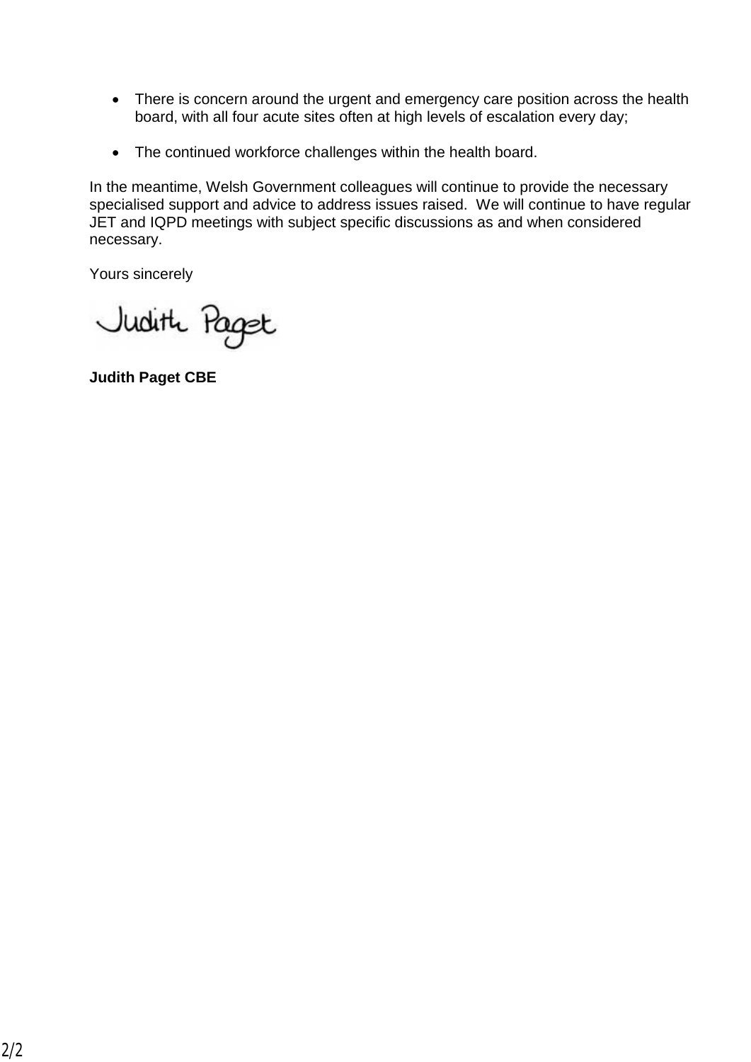- There is concern around the urgent and emergency care position across the health board, with all four acute sites often at high levels of escalation every day;

- The continued workforce challenges within the health board.

In the meantime, Welsh Government colleagues will continue to provide the necessary specialised support and advice to address issues raised. We will continue to have regular JET and IQPD meetings with subject specific discussions as and when considered necessary.

Yours sincerely

Judith Paget

**Judith Paget CBE**